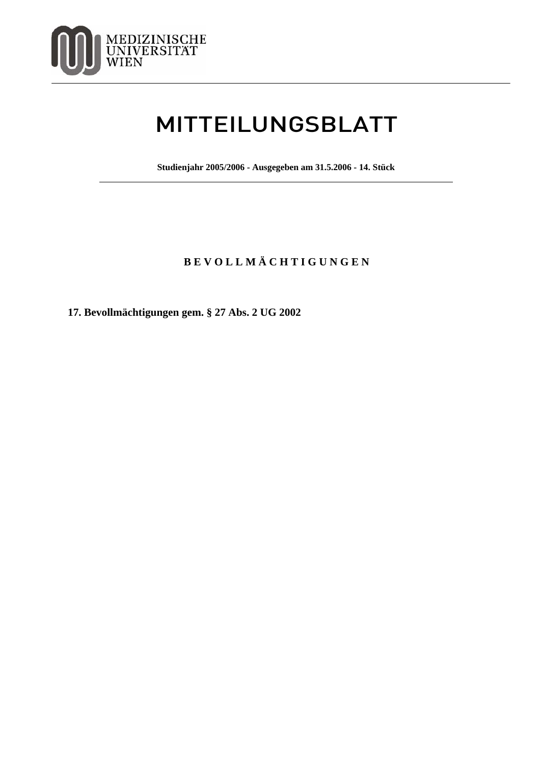MEDIZINISCHE UNIVERSITÄT WIEN

# MITTEILUNGSBLATT

**Studienjahr 2005/2006 - Ausgegeben am 31.5.2006 - 14. Stück**

## B E V O L L M Ä C H T I G U N G E N

**17. Bevollmächtigungen gem. § 27 Abs. 2 UG 2002**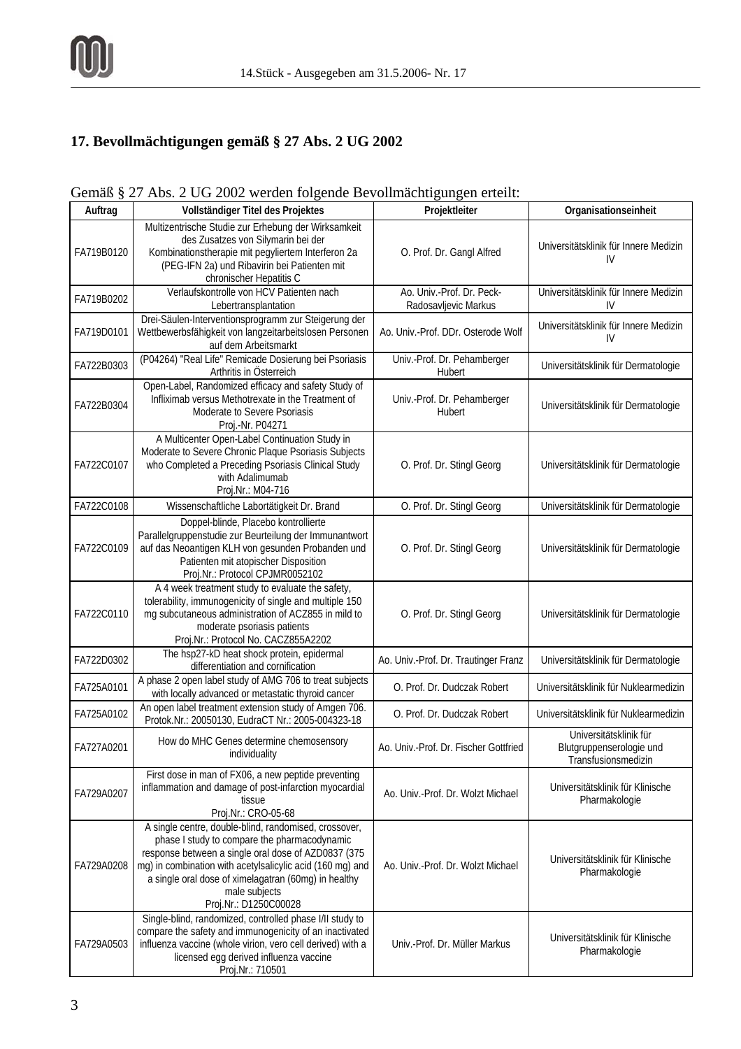## 17. Bevollmächtigungen gemäß § 27 Abs. 2 UG 2002

Gemäß § 27 Abs. 2 UG 2002 werden folgende Bevollmächtigungen erteilt:

| Auftrag | Vollständiger Titel des Projektes | Projektleiter | Organisationseinheit |
|---|---|---|---|
| FA719B0120 | Multizentrische Studie zur Erhebung der Wirksamkeit des Zusatzes von Silymarin bei der Kombinationstherapie mit pegyliertem Interferon 2a (PEG-IFN 2a) und Ribavirin bei Patienten mit chronischer Hepatitis C | O. Prof. Dr. Gangl Alfred | Universitätsklinik für Innere Medizin IV |
| FA719B0202 | Verlaufskontrolle von HCV Patienten nach Lebertransplantation | Ao. Univ.-Prof. Dr. Peck-Radosavljevic Markus | Universitätsklinik für Innere Medizin IV |
| FA719D0101 | Drei-Säulen-Interventionsprogramm zur Steigerung der Wettbewerbsfähigkeit von langzeitarbeitslosen Personen auf dem Arbeitsmarkt | Ao. Univ.-Prof. DDr. Osterode Wolf | Universitätsklinik für Innere Medizin IV |
| FA722B0303 | (P04264) "Real Life" Remicade Dosierung bei Psoriasis Arthritis in Österreich | Univ.-Prof. Dr. Pehamberger Hubert | Universitätsklinik für Dermatologie |
| FA722B0304 | Open-Label, Randomized efficacy and safety Study of Infliximab versus Methotrexate in the Treatment of Moderate to Severe Psoriasis Proj.-Nr. P04271 | Univ.-Prof. Dr. Pehamberger Hubert | Universitätsklinik für Dermatologie |
| FA722C0107 | A Multicenter Open-Label Continuation Study in Moderate to Severe Chronic Plaque Psoriasis Subjects who Completed a Preceding Psoriasis Clinical Study with Adalimumab Proj.Nr.: M04-716 | O. Prof. Dr. Stingl Georg | Universitätsklinik für Dermatologie |
| FA722C0108 | Wissenschaftliche Labortätigkeit Dr. Brand | O. Prof. Dr. Stingl Georg | Universitätsklinik für Dermatologie |
| FA722C0109 | Doppel-blinde, Placebo kontrollierte Parallelgruppenstudie zur Beurteilung der Immunantwort auf das Neoantigen KLH von gesunden Probanden und Patienten mit atopischer Disposition Proj.Nr.: Protocol CPJMR0052102 | O. Prof. Dr. Stingl Georg | Universitätsklinik für Dermatologie |
| FA722C0110 | A 4 week treatment study to evaluate the safety, tolerability, immunogenicity of single and multiple 150 mg subcutaneous administration of ACZ855 in mild to moderate psoriasis patients Proj.Nr.: Protocol No. CACZ855A2202 | O. Prof. Dr. Stingl Georg | Universitätsklinik für Dermatologie |
| FA722D0302 | The hsp27-kD heat shock protein, epidermal differentiation and cornification | Ao. Univ.-Prof. Dr. Trautinger Franz | Universitätsklinik für Dermatologie |
| FA725A0101 | A phase 2 open label study of AMG 706 to treat subjects with locally advanced or metastatic thyroid cancer | O. Prof. Dr. Dudczak Robert | Universitätsklinik für Nuklearmedizin |
| FA725A0102 | An open label treatment extension study of Amgen 706. Protok.Nr.: 20050130, EudraCT Nr.: 2005-004323-18 | O. Prof. Dr. Dudczak Robert | Universitätsklinik für Nuklearmedizin |
| FA727A0201 | How do MHC Genes determine chemosensory individuality | Ao. Univ.-Prof. Dr. Fischer Gottfried | Universitätsklinik für Blutgruppenserologie und Transfusionsmedizin |
| FA729A0207 | First dose in man of FX06, a new peptide preventing inflammation and damage of post-infarction myocardial tissue Proj.Nr.: CRO-05-68 | Ao. Univ.-Prof. Dr. Wolzt Michael | Universitätsklinik für Klinische Pharmakologie |
| FA729A0208 | A single centre, double-blind, randomised, crossover, phase I study to compare the pharmacodynamic response between a single oral dose of AZD0837 (375 mg) in combination with acetylsalicylic acid (160 mg) and a single oral dose of ximelagatran (60mg) in healthy male subjects Proj.Nr.: D1250C00028 | Ao. Univ.-Prof. Dr. Wolzt Michael | Universitätsklinik für Klinische Pharmakologie |
| FA729A0503 | Single-blind, randomized, controlled phase I/II study to compare the safety and immunogenicity of an inactivated influenza vaccine (whole virion, vero cell derived) with a licensed egg derived influenza vaccine Proj.Nr.: 710501 | Univ.-Prof. Dr. Müller Markus | Universitätsklinik für Klinische Pharmakologie |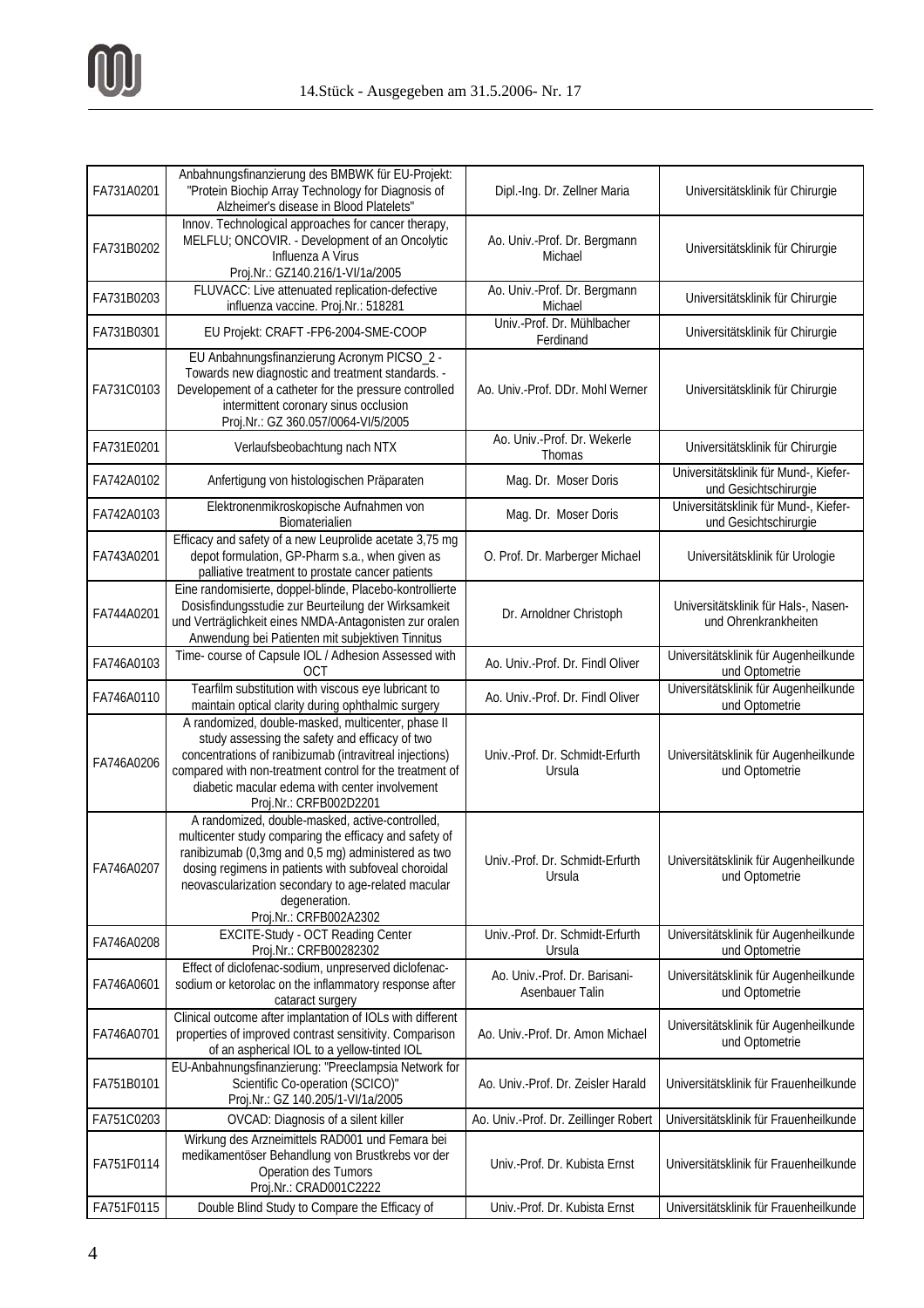| | | | |
|---|---|---|---|
| FA731A0201 | Anbahnungsfinanzierung des BMBWK für EU-Projekt: "Protein Biochip Array Technology for Diagnosis of Alzheimer's disease in Blood Platelets" | Dipl.-Ing. Dr. Zellner Maria | Universitätsklinik für Chirurgie |
| FA731B0202 | Innov. Technological approaches for cancer therapy, MELFLU; ONCOVIR. - Development of an Oncolytic Influenza A Virus Proj.Nr.: GZ140.216/1-VI/1a/2005 | Ao. Univ.-Prof. Dr. Bergmann Michael | Universitätsklinik für Chirurgie |
| FA731B0203 | FLUVACC: Live attenuated replication-defective influenza vaccine. Proj.Nr.: 518281 | Ao. Univ.-Prof. Dr. Bergmann Michael | Universitätsklinik für Chirurgie |
| FA731B0301 | EU Projekt: CRAFT -FP6-2004-SME-COOP | Univ.-Prof. Dr. Mühlbacher Ferdinand | Universitätsklinik für Chirurgie |
| FA731C0103 | EU Anbahnungsfinanzierung Acronym PICSO_2 - Towards new diagnostic and treatment standards. - Developement of a catheter for the pressure controlled intermittent coronary sinus occlusion Proj.Nr.: GZ 360.057/0064-VI/5/2005 | Ao. Univ.-Prof. DDr. Mohl Werner | Universitätsklinik für Chirurgie |
| FA731E0201 | Verlaufsbeobachtung nach NTX | Ao. Univ.-Prof. Dr. Wekerle Thomas | Universitätsklinik für Chirurgie |
| FA742A0102 | Anfertigung von histologischen Präparaten | Mag. Dr. Moser Doris | Universitätsklinik für Mund-, Kiefer- und Gesichtschirurgie |
| FA742A0103 | Elektronenmikroskopische Aufnahmen von Biomaterialien | Mag. Dr. Moser Doris | Universitätsklinik für Mund-, Kiefer- und Gesichtschirurgie |
| FA743A0201 | Efficacy and safety of a new Leuprolide acetate 3,75 mg depot formulation, GP-Pharm s.a., when given as palliative treatment to prostate cancer patients | O. Prof. Dr. Marberger Michael | Universitätsklinik für Urologie |
| FA744A0201 | Eine randomisierte, doppel-blinde, Placebo-kontrollierte Dosisfindungsstudie zur Beurteilung der Wirksamkeit und Verträglichkeit eines NMDA-Antagonisten zur oralen Anwendung bei Patienten mit subjektiven Tinnitus | Dr. Arnoldner Christoph | Universitätsklinik für Hals-, Nasen- und Ohrenkrankheiten |
| FA746A0103 | Time- course of Capsule IOL / Adhesion Assessed with OCT | Ao. Univ.-Prof. Dr. Findl Oliver | Universitätsklinik für Augenheilkunde und Optometrie |
| FA746A0110 | Tearfilm substitution with viscous eye lubricant to maintain optical clarity during ophthalmic surgery | Ao. Univ.-Prof. Dr. Findl Oliver | Universitätsklinik für Augenheilkunde und Optometrie |
| FA746A0206 | A randomized, double-masked, multicenter, phase II study assessing the safety and efficacy of two concentrations of ranibizumab (intravitreal injections) compared with non-treatment control for the treatment of diabetic macular edema with center involvement Proj.Nr.: CRFB002D2201 | Univ.-Prof. Dr. Schmidt-Erfurth Ursula | Universitätsklinik für Augenheilkunde und Optometrie |
| FA746A0207 | A randomized, double-masked, active-controlled, multicenter study comparing the efficacy and safety of ranibizumab (0,3mg and 0,5 mg) administered as two dosing regimens in patients with subfoveal choroidal neovascularization secondary to age-related macular degeneration. Proj.Nr.: CRFB002A2302 | Univ.-Prof. Dr. Schmidt-Erfurth Ursula | Universitätsklinik für Augenheilkunde und Optometrie |
| FA746A0208 | EXCITE-Study - OCT Reading Center Proj.Nr.: CRFB00282302 | Univ.-Prof. Dr. Schmidt-Erfurth Ursula | Universitätsklinik für Augenheilkunde und Optometrie |
| FA746A0601 | Effect of diclofenac-sodium, unpreserved diclofenac-sodium or ketorolac on the inflammatory response after cataract surgery | Ao. Univ.-Prof. Dr. Barisani-Asenbauer Talin | Universitätsklinik für Augenheilkunde und Optometrie |
| FA746A0701 | Clinical outcome after implantation of IOLs with different properties of improved contrast sensitivity. Comparison of an aspherical IOL to a yellow-tinted IOL | Ao. Univ.-Prof. Dr. Amon Michael | Universitätsklinik für Augenheilkunde und Optometrie |
| FA751B0101 | EU-Anbahnungsfinanzierung: "Preeclampsia Network for Scientific Co-operation (SCICO)" Proj.Nr.: GZ 140.205/1-VI/1a/2005 | Ao. Univ.-Prof. Dr. Zeisler Harald | Universitätsklinik für Frauenheilkunde |
| FA751C0203 | OVCAD: Diagnosis of a silent killer | Ao. Univ.-Prof. Dr. Zeillinger Robert | Universitätsklinik für Frauenheilkunde |
| FA751F0114 | Wirkung des Arzneimittels RAD001 und Femara bei medikamentöser Behandlung von Brustkrebs vor der Operation des Tumors Proj.Nr.: CRAD001C2222 | Univ.-Prof. Dr. Kubista Ernst | Universitätsklinik für Frauenheilkunde |
| FA751F0115 | Double Blind Study to Compare the Efficacy of | Univ.-Prof. Dr. Kubista Ernst | Universitätsklinik für Frauenheilkunde |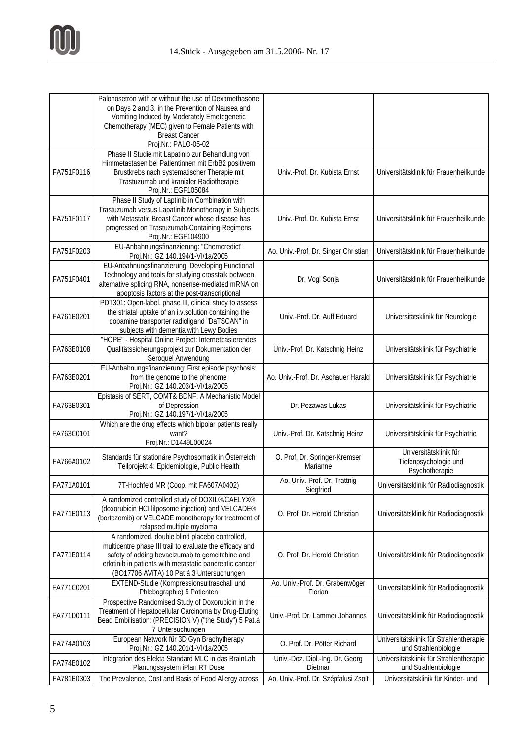| | | | |
|---|---|---|---|
| | Palonosetron with or without the use of Dexamethasone on Days 2 and 3, in the Prevention of Nausea and Vomiting Induced by Moderately Emetogenetic Chemotherapy (MEC) given to Female Patients with Breast Cancer Proj.Nr.: PALO-05-02 | | |
| FA751F0116 | Phase II Studie mit Lapatinib zur Behandlung von Hirnmetastasen bei Patientinnen mit ErbB2 positivem Brustkrebs nach systematischer Therapie mit Trastuzumab und kranialer Radiotherapie Proj.Nr.: EGF105084 | Univ.-Prof. Dr. Kubista Ernst | Universitätsklinik für Frauenheilkunde |
| FA751F0117 | Phase II Study of Laptinib in Combination with Trastuzumab versus Lapatinib Monotherapy in Subjects with Metastatic Breast Cancer whose disease has progressed on Trastuzumab-Containing Regimens Proj.Nr.: EGF104900 | Univ.-Prof. Dr. Kubista Ernst | Universitätsklinik für Frauenheilkunde |
| FA751F0203 | EU-Anbahnungsfinanzierung: "Chemoredict" Proj.Nr.: GZ 140.194/1-VI/1a/2005 | Ao. Univ.-Prof. Dr. Singer Christian | Universitätsklinik für Frauenheilkunde |
| FA751F0401 | EU-Anbahnungsfinanzierung: Developing Functional Technology and tools for studying crosstalk between alternative splicing RNA, nonsense-mediated mRNA on apoptosis factors at the post-transcriptional | Dr. Vogl Sonja | Universitätsklinik für Frauenheilkunde |
| FA761B0201 | PDT301: Open-label, phase III, clinical study to assess the striatal uptake of an i.v.solution containing the dopamine transporter radioligand "DaTSCAN" in subjects with dementia with Lewy Bodies | Univ.-Prof. Dr. Auff Eduard | Universitätsklinik für Neurologie |
| FA763B0108 | "HOPE" - Hospital Online Project: Internetbasierendes Qualitätssicherungsprojekt zur Dokumentation der Seroquel Anwendung | Univ.-Prof. Dr. Katschnig Heinz | Universitätsklinik für Psychiatrie |
| FA763B0201 | EU-Anbahnungsfinanzierung: First episode psychosis: from the genome to the phenome Proj.Nr.: GZ 140.203/1-VI/1a/2005 | Ao. Univ.-Prof. Dr. Aschauer Harald | Universitätsklinik für Psychiatrie |
| FA763B0301 | Epistasis of SERT, COMT& BDNF: A Mechanistic Model of Depression Proj.Nr.: GZ 140.197/1-VI/1a/2005 | Dr. Pezawas Lukas | Universitätsklinik für Psychiatrie |
| FA763C0101 | Which are the drug effects which bipolar patients really want? Proj.Nr.: D1449L00024 | Univ.-Prof. Dr. Katschnig Heinz | Universitätsklinik für Psychiatrie |
| FA766A0102 | Standards für stationäre Psychosomatik in Österreich Teilprojekt 4: Epidemiologie, Public Health | O. Prof. Dr. Springer-Kremser Marianne | Universitätsklinik für Tiefenpsychologie und Psychotherapie |
| FA771A0101 | 7T-Hochfeld MR (Coop. mit FA607A0402) | Ao. Univ.-Prof. Dr. Trattnig Siegfried | Universitätsklinik für Radiodiagnostik |
| FA771B0113 | A randomized controlled study of DOXIL®/CAELYX® (doxorubicin HCl lilposome injection) and VELCADE® (bortezomib) or VELCADE monotherapy for treatment of relapsed multiple myeloma | O. Prof. Dr. Herold Christian | Universitätsklinik für Radiodiagnostik |
| FA771B0114 | A randomized, double blind placebo controlled, multicentre phase III trail to evaluate the efficacy and safety of adding bevacizumab to gemcitabine and erlotinib in patients with metastatic pancreatic cancer (BO17706 AViTA) 10 Pat á 3 Untersuchungen | O. Prof. Dr. Herold Christian | Universitätsklinik für Radiodiagnostik |
| FA771C0201 | EXTEND-Studie (Kompressionsultraschall und Phlebographie) 5 Patienten | Ao. Univ.-Prof. Dr. Grabenwöger Florian | Universitätsklinik für Radiodiagnostik |
| FA771D0111 | Prospective Randomised Study of Doxorubicin in the Treatment of Hepatocellular Carcinoma by Drug-Eluting Bead Embilisation: (PRECISION V) ("the Study") 5 Pat.à 7 Untersuchungen | Univ.-Prof. Dr. Lammer Johannes | Universitätsklinik für Radiodiagnostik |
| FA774A0103 | European Network für 3D Gyn Brachytherapy Proj.Nr.: GZ 140.201/1-VI/1a/2005 | O. Prof. Dr. Pötter Richard | Universitätsklinik für Strahlentherapie und Strahlenbiologie |
| FA774B0102 | Integration des Elekta Standard MLC in das BrainLab Planungssystem iPlan RT Dose | Univ.-Doz. Dipl.-Ing. Dr. Georg Dietmar | Universitätsklinik für Strahlentherapie und Strahlenbiologie |
| FA781B0303 | The Prevalence, Cost and Basis of Food Allergy across | Ao. Univ.-Prof. Dr. Szépfalusi Zsolt | Universitätsklinik für Kinder- und |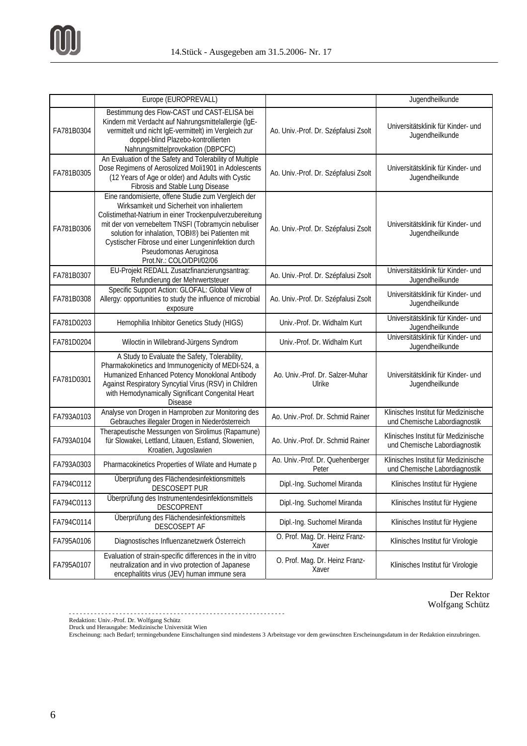| | | | |
|---|---|---|---|
| | Europe (EUROPREVALL) | | Jugendheilkunde |
| FA781B0304 | Bestimmung des Flow-CAST und CAST-ELISA bei Kindern mit Verdacht auf Nahrungsmittelallergie (IgE-vermittelt und nicht IgE-vermittelt) im Vergleich zur doppel-blind Plazebo-kontrollierten Nahrungsmittelprovokation (DBPCFC) | Ao. Univ.-Prof. Dr. Szépfalusi Zsolt | Universitätsklinik für Kinder- und Jugendheilkunde |
| FA781B0305 | An Evaluation of the Safety and Tolerability of Multiple Dose Regimens of Aerosolized Moli1901 in Adolescents (12 Years of Age or older) and Adults with Cystic Fibrosis and Stable Lung Disease | Ao. Univ.-Prof. Dr. Szépfalusi Zsolt | Universitätsklinik für Kinder- und Jugendheilkunde |
| FA781B0306 | Eine randomisierte, offene Studie zum Vergleich der Wirksamkeit und Sicherheit von inhaliertem Colistimethat-Natrium in einer Trockenpulverzubereitung mit der von vernebeltem TNSFI (Tobramycin nebuliser solution for inhalation, TOBI®) bei Patienten mit Cystischer Fibrose und einer Lungeninfektion durch Pseudomonas Aeruginosa Prot.Nr.: COLO/DPI/02/06 | Ao. Univ.-Prof. Dr. Szépfalusi Zsolt | Universitätsklinik für Kinder- und Jugendheilkunde |
| FA781B0307 | EU-Projekt REDALL Zusatzfinanzierungsantrag: Refundierung der Mehrwertsteuer | Ao. Univ.-Prof. Dr. Szépfalusi Zsolt | Universitätsklinik für Kinder- und Jugendheilkunde |
| FA781B0308 | Specific Support Action: GLOFAL: Global View of Allergy: opportunities to study the influence of microbial exposure | Ao. Univ.-Prof. Dr. Szépfalusi Zsolt | Universitätsklinik für Kinder- und Jugendheilkunde |
| FA781D0203 | Hemophilia Inhibitor Genetics Study (HIGS) | Univ.-Prof. Dr. Widhalm Kurt | Universitätsklinik für Kinder- und Jugendheilkunde |
| FA781D0204 | Wiloctin in Willebrand-Jürgens Syndrom | Univ.-Prof. Dr. Widhalm Kurt | Universitätsklinik für Kinder- und Jugendheilkunde |
| FA781D0301 | A Study to Evaluate the Safety, Tolerability, Pharmakokinetics and Immunogenicity of MEDI-524, a Humanized Enhanced Potency Monoklonal Antibody Against Respiratory Syncytial Virus (RSV) in Children with Hemodynamically Significant Congenital Heart Disease | Ao. Univ.-Prof. Dr. Salzer-Muhar Ulrike | Universitätsklinik für Kinder- und Jugendheilkunde |
| FA793A0103 | Analyse von Drogen in Harnproben zur Monitoring des Gebrauches illegaler Drogen in Niederösterreich | Ao. Univ.-Prof. Dr. Schmid Rainer | Klinisches Institut für Medizinische und Chemische Labordiagnostik |
| FA793A0104 | Therapeutische Messungen von Sirolimus (Rapamune) für Slowakei, Lettland, Litauen, Estland, Slowenien, Kroatien, Jugoslawien | Ao. Univ.-Prof. Dr. Schmid Rainer | Klinisches Institut für Medizinische und Chemische Labordiagnostik |
| FA793A0303 | Pharmacokinetics Properties of Wilate and Humate p | Ao. Univ.-Prof. Dr. Quehenberger Peter | Klinisches Institut für Medizinische und Chemische Labordiagnostik |
| FA794C0112 | Überprüfung des Flächendesinfektionsmittels DESCOSEPT PUR | Dipl.-Ing. Suchomel Miranda | Klinisches Institut für Hygiene |
| FA794C0113 | Überprüfung des Instrumentendesinfektionsmittels DESCOPRENT | Dipl.-Ing. Suchomel Miranda | Klinisches Institut für Hygiene |
| FA794C0114 | Überprüfung des Flächendesinfektionsmittels DESCOSEPT AF | Dipl.-Ing. Suchomel Miranda | Klinisches Institut für Hygiene |
| FA795A0106 | Diagnostisches Influenzanetzwerk Österreich | O. Prof. Mag. Dr. Heinz Franz-Xaver | Klinisches Institut für Virologie |
| FA795A0107 | Evaluation of strain-specific differences in the in vitro neutralization and in vivo protection of Japanese encephalitis virus (JEV) human immune sera | O. Prof. Mag. Dr. Heinz Franz-Xaver | Klinisches Institut für Virologie |

Der Rektor
Wolfgang Schütz

Redaktion: Univ.-Prof. Dr. Wolfgang Schütz
Druck und Herausgabe: Medizinische Universität Wien
Erscheinung: nach Bedarf; termingebundene Einschaltungen sind mindestens 3 Arbeitstage vor dem gewünschten Erscheinungsdatum in der Redaktion einzubringen.